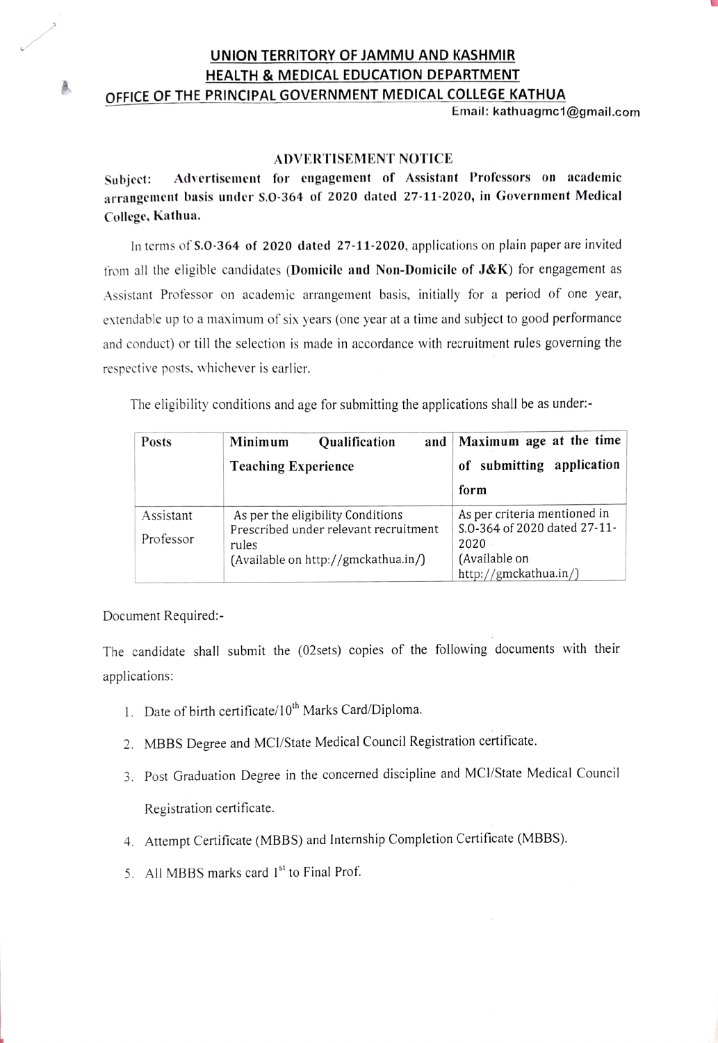# UNION TERRITORY OF JAMMU AND KASHMIR

## HEALTH & MEDICAL EDUCATION DEPARTMENT

## OFFICE OF THE PRINCIPAL GOVERNMENT MEDICAL COLLEGE KATHUA

Email: kathuagmc1@gmail.com

### ADVERTISEMENT NOTICE

**Subject: Advertisement for engagement of Assistant Professors on academic arrangement basis under S.O-364 of 2020 dated 27-11-2020, in Government Medical College, Kathua.**

In terms of **S.O-364 of 2020 dated 27-11-2020**, applications on plain paper are invited from all the eligible candidates (**Domicile and Non-Domicile of J&K**) for engagement as Assistant Professor on academic arrangement basis, initially for a period of one year, extendable up to a maximum of six years (one year at a time and subject to good performance and conduct) or till the selection is made in accordance with recruitment rules governing the respective posts, whichever is earlier.

The eligibility conditions and age for submitting the applications shall be as under:-

| Posts | Minimum Qualification and Teaching Experience | Maximum age at the time of submitting application form |
|---|---|---|
| Assistant Professor | As per the eligibility Conditions Prescribed under relevant recruitment rules (Available on http://gmckathua.in/) | As per criteria mentioned in S.O-364 of 2020 dated 27-11-2020 (Available on http://gmckathua.in/) |

Document Required:-

The candidate shall submit the (02sets) copies of the following documents with their applications:

1. Date of birth certificate/10th Marks Card/Diploma.
2. MBBS Degree and MCI/State Medical Council Registration certificate.
3. Post Graduation Degree in the concerned discipline and MCI/State Medical Council Registration certificate.
4. Attempt Certificate (MBBS) and Internship Completion Certificate (MBBS).
5. All MBBS marks card 1st to Final Prof.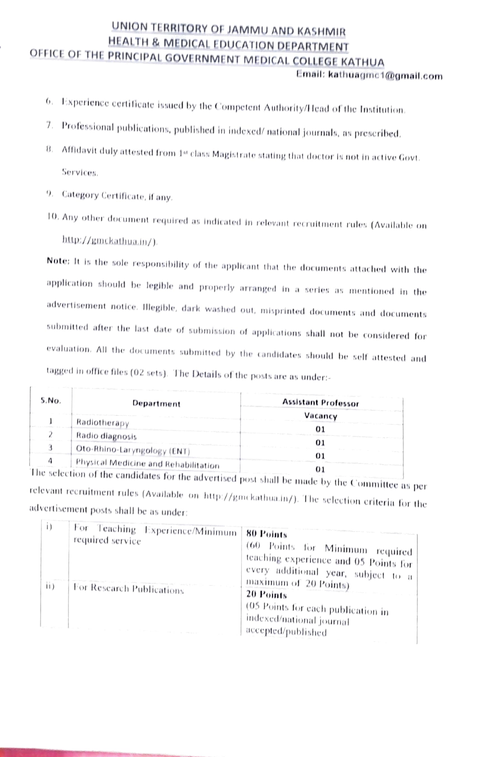# UNION TERRITORY OF JAMMU AND KASHMIR
## HEALTH & MEDICAL EDUCATION DEPARTMENT
## OFFICE OF THE PRINCIPAL GOVERNMENT MEDICAL COLLEGE KATHUA

**Email: kathuagmc1@gmail.com**

6. Experience certificate issued by the Competent Authority/Head of the Institution.
7. Professional publications, published in indexed/ national journals, as prescribed.
8. Affidavit duly attested from 1st class Magistrate stating that doctor is not in active Govt. Services.
9. Category Certificate, if any.
10. Any other document required as indicated in relevant recruitment rules (Available on http://gmckathua.in/).

**Note:** It is the sole responsibility of the applicant that the documents attached with the application should be legible and properly arranged in a series as mentioned in the advertisement notice. Illegible, dark washed out, misprinted documents and documents submitted after the last date of submission of applications shall not be considered for evaluation. All the documents submitted by the candidates should be self attested and tagged in office files (02 sets). The Details of the posts are as under:-

| S.No. | Department | Assistant Professor Vacancy |
|---|---|---|
| 1 | Radiotherapy | 01 |
| 2 | Radio diagnosis | 01 |
| 3 | Oto-Rhino-Laryngology (ENT) | 01 |
| 4 | Physical Medicine and Rehabilitation | 01 |

The selection of the candidates for the advertised post shall be made by the Committee as per relevant recruitment rules (Available on http://gmckathua.in/). The selection criteria for the advertisement posts shall be as under:

| | | |
|---|---|---|
| i) | For Teaching Experience/Minimum required service | **80 Points** (60 Points for Minimum required teaching experience and 05 Points for every additional year, subject to a maximum of 20 Points) |
| ii) | For Research Publications | **20 Points** (05 Points for each publication in indexed/national journal accepted/published |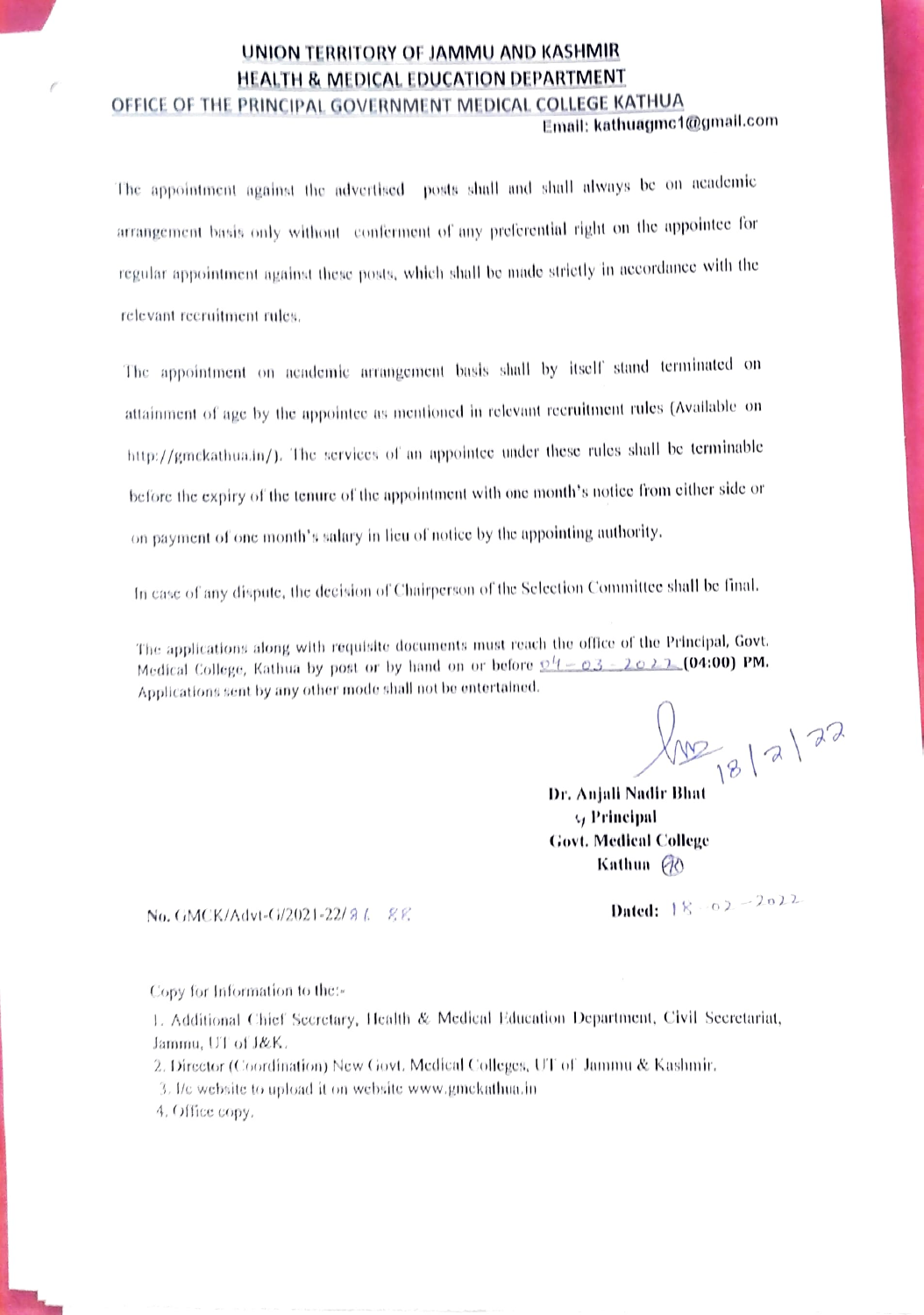**UNION TERRITORY OF JAMMU AND KASHMIR**
**HEALTH & MEDICAL EDUCATION DEPARTMENT**
**OFFICE OF THE PRINCIPAL GOVERNMENT MEDICAL COLLEGE KATHUA**

**Email: kathuagmc1@gmail.com**

The appointment against the advertised posts shall and shall always be on academic arrangement basis only without conferment of any preferential right on the appointee for regular appointment against these posts, which shall be made strictly in accordance with the relevant recruitment rules.

The appointment on academic arrangement basis shall by itself stand terminated on attainment of age by the appointee as mentioned in relevant recruitment rules (Available on http://gmckathua.in/). The services of an appointee under these rules shall be terminable before the expiry of the tenure of the appointment with one month's notice from either side or on payment of one month's salary in lieu of notice by the appointing authority.

In case of any dispute, the decision of Chairperson of the Selection Committee shall be final.

The applications along with requisite documents must reach the office of the Principal, Govt. Medical College, Kathua by post or by hand on or before 04-03-2022 **(04:00) PM.** Applications sent by any other mode shall not be entertained.

18/2/22

**Dr. Anjali Nadir Bhat**
**Principal**
**Govt. Medical College**
**Kathua**

No. GMCK/Advt-G/2021-22/86-88

**Dated:** 18-02-2022

Copy for Information to the:-

1. Additional Chief Secretary, Health & Medical Education Department, Civil Secretariat, Jammu, UT of J&K.
2. Director (Coordination) New Govt. Medical Colleges, UT of Jammu & Kashmir.
3. I/c website to upload it on website www.gmckathua.in
4. Office copy.